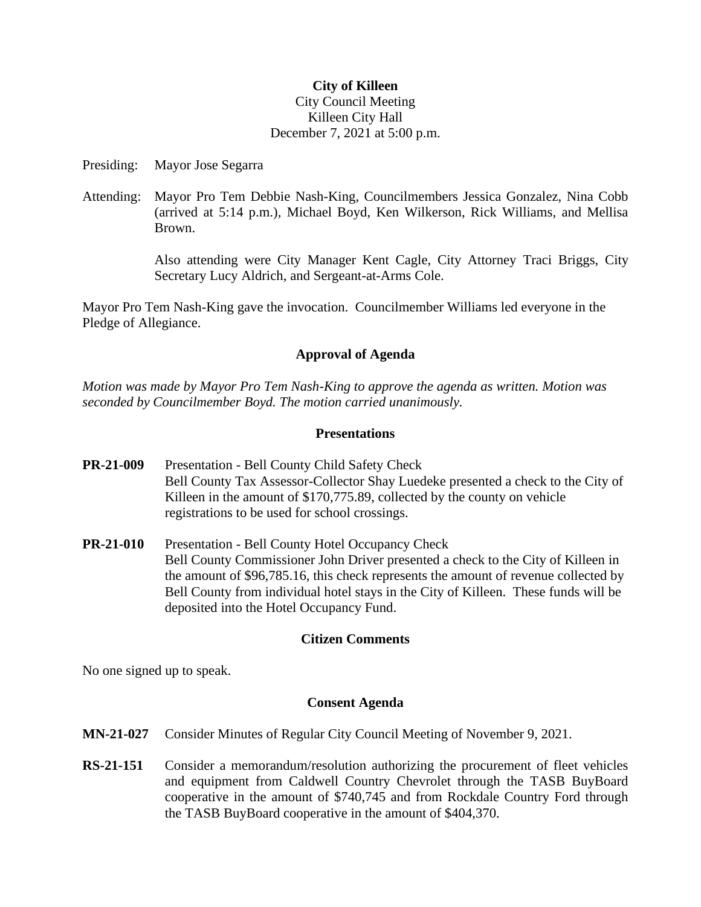**City of Killeen**
City Council Meeting
Killeen City Hall
December 7, 2021 at 5:00 p.m.

Presiding: Mayor Jose Segarra

Attending: Mayor Pro Tem Debbie Nash-King, Councilmembers Jessica Gonzalez, Nina Cobb (arrived at 5:14 p.m.), Michael Boyd, Ken Wilkerson, Rick Williams, and Mellisa Brown.

Also attending were City Manager Kent Cagle, City Attorney Traci Briggs, City Secretary Lucy Aldrich, and Sergeant-at-Arms Cole.

Mayor Pro Tem Nash-King gave the invocation. Councilmember Williams led everyone in the Pledge of Allegiance.

## Approval of Agenda

*Motion was made by Mayor Pro Tem Nash-King to approve the agenda as written. Motion was seconded by Councilmember Boyd. The motion carried unanimously.*

## Presentations

**PR-21-009** Presentation - Bell County Child Safety Check
Bell County Tax Assessor-Collector Shay Luedeke presented a check to the City of Killeen in the amount of $170,775.89, collected by the county on vehicle registrations to be used for school crossings.

**PR-21-010** Presentation - Bell County Hotel Occupancy Check
Bell County Commissioner John Driver presented a check to the City of Killeen in the amount of $96,785.16, this check represents the amount of revenue collected by Bell County from individual hotel stays in the City of Killeen. These funds will be deposited into the Hotel Occupancy Fund.

## Citizen Comments

No one signed up to speak.

## Consent Agenda

**MN-21-027** Consider Minutes of Regular City Council Meeting of November 9, 2021.

**RS-21-151** Consider a memorandum/resolution authorizing the procurement of fleet vehicles and equipment from Caldwell Country Chevrolet through the TASB BuyBoard cooperative in the amount of $740,745 and from Rockdale Country Ford through the TASB BuyBoard cooperative in the amount of $404,370.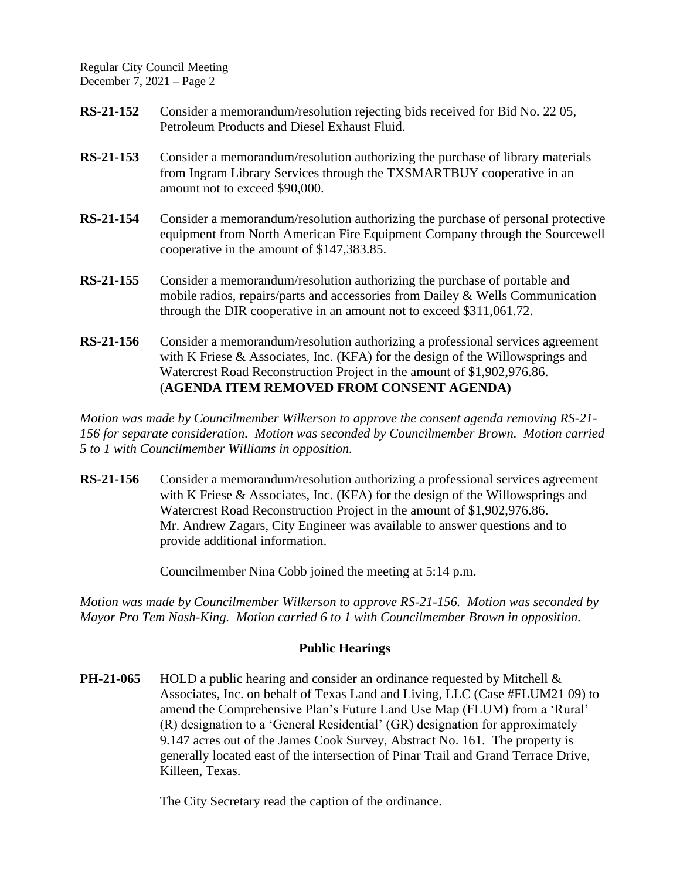**RS-21-152** Consider a memorandum/resolution rejecting bids received for Bid No. 22 05, Petroleum Products and Diesel Exhaust Fluid.

**RS-21-153** Consider a memorandum/resolution authorizing the purchase of library materials from Ingram Library Services through the TXSMARTBUY cooperative in an amount not to exceed $90,000.

**RS-21-154** Consider a memorandum/resolution authorizing the purchase of personal protective equipment from North American Fire Equipment Company through the Sourcewell cooperative in the amount of $147,383.85.

**RS-21-155** Consider a memorandum/resolution authorizing the purchase of portable and mobile radios, repairs/parts and accessories from Dailey & Wells Communication through the DIR cooperative in an amount not to exceed $311,061.72.

**RS-21-156** Consider a memorandum/resolution authorizing a professional services agreement with K Friese & Associates, Inc. (KFA) for the design of the Willowsprings and Watercrest Road Reconstruction Project in the amount of $1,902,976.86. (**AGENDA ITEM REMOVED FROM CONSENT AGENDA)**

*Motion was made by Councilmember Wilkerson to approve the consent agenda removing RS-21-156 for separate consideration. Motion was seconded by Councilmember Brown. Motion carried 5 to 1 with Councilmember Williams in opposition.*

**RS-21-156** Consider a memorandum/resolution authorizing a professional services agreement with K Friese & Associates, Inc. (KFA) for the design of the Willowsprings and Watercrest Road Reconstruction Project in the amount of $1,902,976.86. Mr. Andrew Zagars, City Engineer was available to answer questions and to provide additional information.

Councilmember Nina Cobb joined the meeting at 5:14 p.m.

*Motion was made by Councilmember Wilkerson to approve RS-21-156. Motion was seconded by Mayor Pro Tem Nash-King. Motion carried 6 to 1 with Councilmember Brown in opposition.*

## Public Hearings

**PH-21-065** HOLD a public hearing and consider an ordinance requested by Mitchell & Associates, Inc. on behalf of Texas Land and Living, LLC (Case #FLUM21 09) to amend the Comprehensive Plan's Future Land Use Map (FLUM) from a 'Rural' (R) designation to a 'General Residential' (GR) designation for approximately 9.147 acres out of the James Cook Survey, Abstract No. 161. The property is generally located east of the intersection of Pinar Trail and Grand Terrace Drive, Killeen, Texas.

The City Secretary read the caption of the ordinance.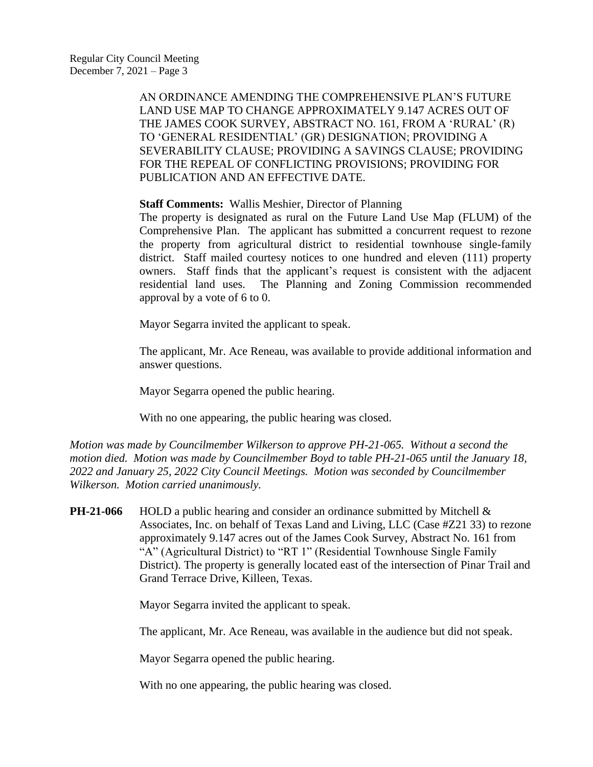AN ORDINANCE AMENDING THE COMPREHENSIVE PLAN'S FUTURE LAND USE MAP TO CHANGE APPROXIMATELY 9.147 ACRES OUT OF THE JAMES COOK SURVEY, ABSTRACT NO. 161, FROM A 'RURAL' (R) TO 'GENERAL RESIDENTIAL' (GR) DESIGNATION; PROVIDING A SEVERABILITY CLAUSE; PROVIDING A SAVINGS CLAUSE; PROVIDING FOR THE REPEAL OF CONFLICTING PROVISIONS; PROVIDING FOR PUBLICATION AND AN EFFECTIVE DATE.

**Staff Comments:** Wallis Meshier, Director of Planning

The property is designated as rural on the Future Land Use Map (FLUM) of the Comprehensive Plan. The applicant has submitted a concurrent request to rezone the property from agricultural district to residential townhouse single-family district. Staff mailed courtesy notices to one hundred and eleven (111) property owners. Staff finds that the applicant's request is consistent with the adjacent residential land uses. The Planning and Zoning Commission recommended approval by a vote of 6 to 0.

Mayor Segarra invited the applicant to speak.

The applicant, Mr. Ace Reneau, was available to provide additional information and answer questions.

Mayor Segarra opened the public hearing.

With no one appearing, the public hearing was closed.

*Motion was made by Councilmember Wilkerson to approve PH-21-065. Without a second the motion died. Motion was made by Councilmember Boyd to table PH-21-065 until the January 18, 2022 and January 25, 2022 City Council Meetings. Motion was seconded by Councilmember Wilkerson. Motion carried unanimously.*

**PH-21-066** HOLD a public hearing and consider an ordinance submitted by Mitchell & Associates, Inc. on behalf of Texas Land and Living, LLC (Case #Z21 33) to rezone approximately 9.147 acres out of the James Cook Survey, Abstract No. 161 from "A" (Agricultural District) to "RT 1" (Residential Townhouse Single Family District). The property is generally located east of the intersection of Pinar Trail and Grand Terrace Drive, Killeen, Texas.

Mayor Segarra invited the applicant to speak.

The applicant, Mr. Ace Reneau, was available in the audience but did not speak.

Mayor Segarra opened the public hearing.

With no one appearing, the public hearing was closed.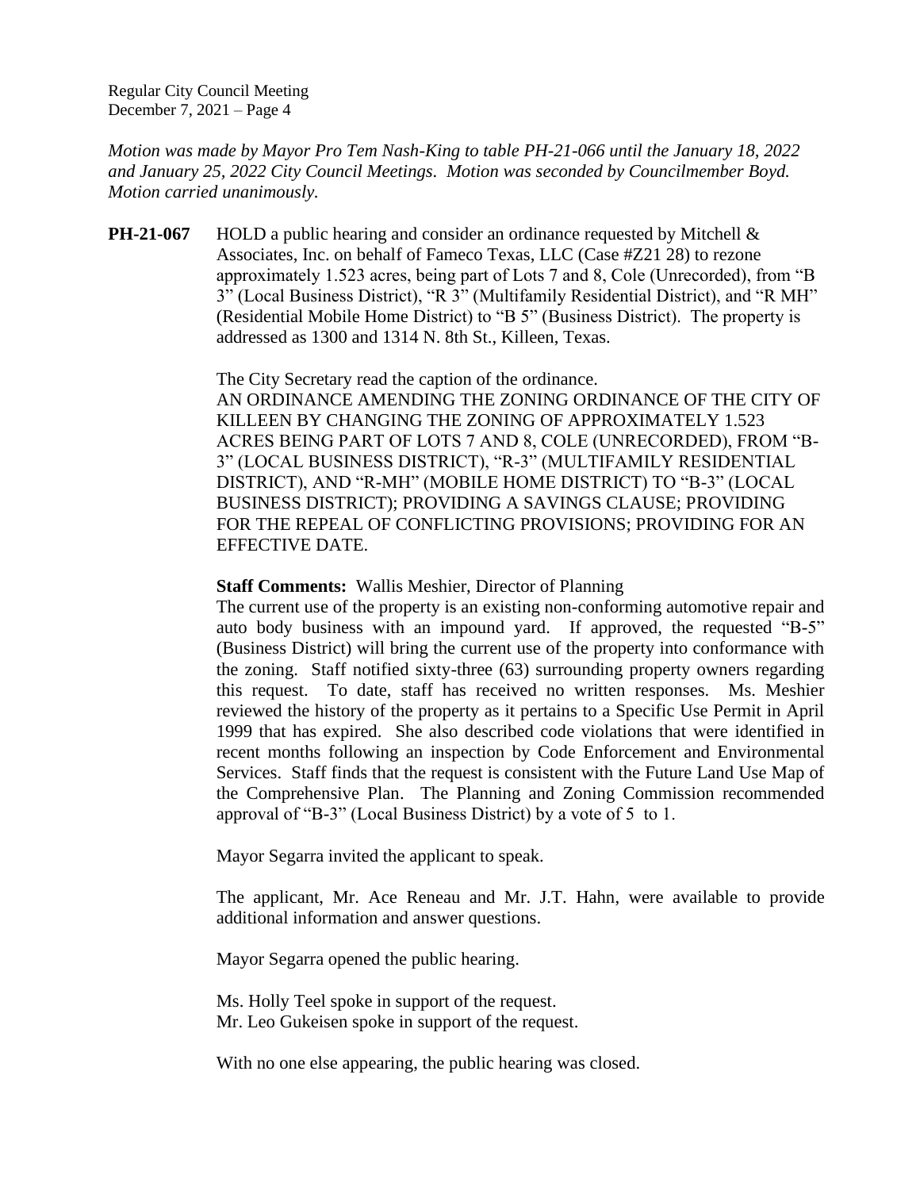*Motion was made by Mayor Pro Tem Nash-King to table PH-21-066 until the January 18, 2022 and January 25, 2022 City Council Meetings. Motion was seconded by Councilmember Boyd. Motion carried unanimously.*

**PH-21-067** HOLD a public hearing and consider an ordinance requested by Mitchell & Associates, Inc. on behalf of Fameco Texas, LLC (Case #Z21 28) to rezone approximately 1.523 acres, being part of Lots 7 and 8, Cole (Unrecorded), from "B 3" (Local Business District), "R 3" (Multifamily Residential District), and "R MH" (Residential Mobile Home District) to "B 5" (Business District). The property is addressed as 1300 and 1314 N. 8th St., Killeen, Texas.

The City Secretary read the caption of the ordinance.
AN ORDINANCE AMENDING THE ZONING ORDINANCE OF THE CITY OF KILLEEN BY CHANGING THE ZONING OF APPROXIMATELY 1.523 ACRES BEING PART OF LOTS 7 AND 8, COLE (UNRECORDED), FROM "B-3" (LOCAL BUSINESS DISTRICT), "R-3" (MULTIFAMILY RESIDENTIAL DISTRICT), AND "R-MH" (MOBILE HOME DISTRICT) TO "B-3" (LOCAL BUSINESS DISTRICT); PROVIDING A SAVINGS CLAUSE; PROVIDING FOR THE REPEAL OF CONFLICTING PROVISIONS; PROVIDING FOR AN EFFECTIVE DATE.

**Staff Comments:** Wallis Meshier, Director of Planning
The current use of the property is an existing non-conforming automotive repair and auto body business with an impound yard. If approved, the requested "B-5" (Business District) will bring the current use of the property into conformance with the zoning. Staff notified sixty-three (63) surrounding property owners regarding this request. To date, staff has received no written responses. Ms. Meshier reviewed the history of the property as it pertains to a Specific Use Permit in April 1999 that has expired. She also described code violations that were identified in recent months following an inspection by Code Enforcement and Environmental Services. Staff finds that the request is consistent with the Future Land Use Map of the Comprehensive Plan. The Planning and Zoning Commission recommended approval of "B-3" (Local Business District) by a vote of 5 to 1.

Mayor Segarra invited the applicant to speak.

The applicant, Mr. Ace Reneau and Mr. J.T. Hahn, were available to provide additional information and answer questions.

Mayor Segarra opened the public hearing.

Ms. Holly Teel spoke in support of the request.
Mr. Leo Gukeisen spoke in support of the request.

With no one else appearing, the public hearing was closed.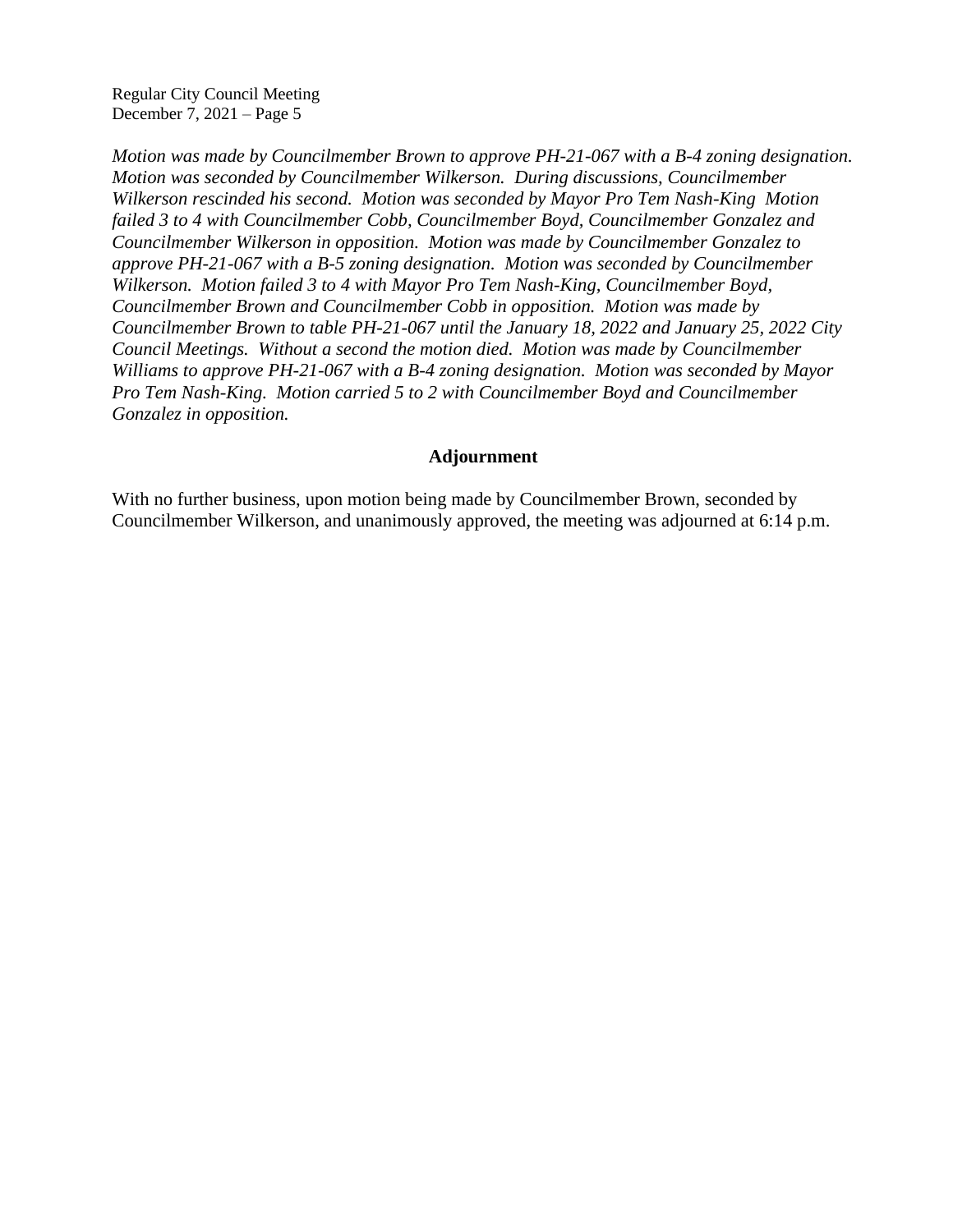*Motion was made by Councilmember Brown to approve PH-21-067 with a B-4 zoning designation. Motion was seconded by Councilmember Wilkerson. During discussions, Councilmember Wilkerson rescinded his second. Motion was seconded by Mayor Pro Tem Nash-King Motion failed 3 to 4 with Councilmember Cobb, Councilmember Boyd, Councilmember Gonzalez and Councilmember Wilkerson in opposition. Motion was made by Councilmember Gonzalez to approve PH-21-067 with a B-5 zoning designation. Motion was seconded by Councilmember Wilkerson. Motion failed 3 to 4 with Mayor Pro Tem Nash-King, Councilmember Boyd, Councilmember Brown and Councilmember Cobb in opposition. Motion was made by Councilmember Brown to table PH-21-067 until the January 18, 2022 and January 25, 2022 City Council Meetings. Without a second the motion died. Motion was made by Councilmember Williams to approve PH-21-067 with a B-4 zoning designation. Motion was seconded by Mayor Pro Tem Nash-King. Motion carried 5 to 2 with Councilmember Boyd and Councilmember Gonzalez in opposition.*

## Adjournment

With no further business, upon motion being made by Councilmember Brown, seconded by Councilmember Wilkerson, and unanimously approved, the meeting was adjourned at 6:14 p.m.